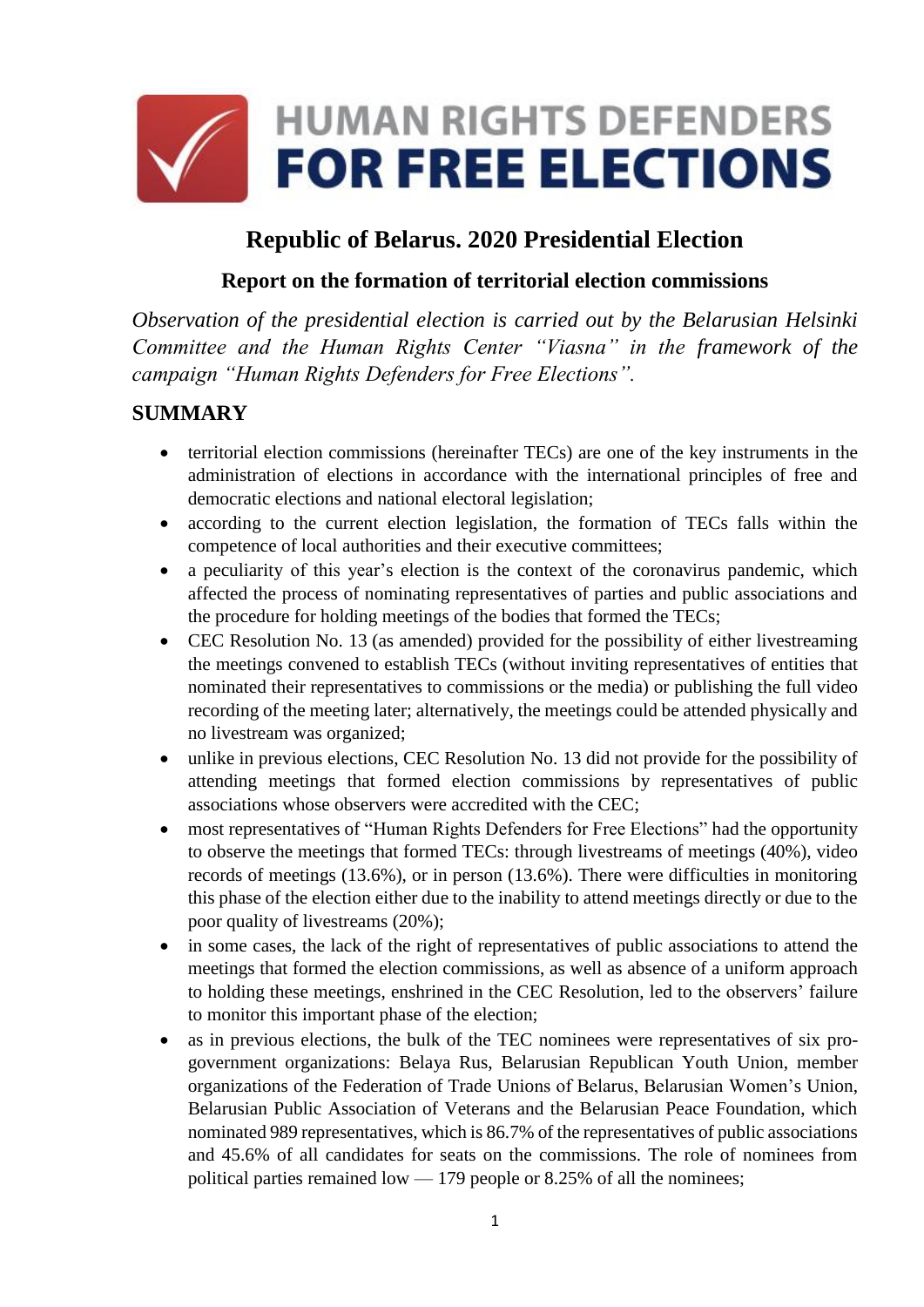# HUMAN RIGHTS DEFENDERS FOR FREE ELECTIONS

## Republic of Belarus. 2020 Presidential Election

### Report on the formation of territorial election commissions

*Observation of the presidential election is carried out by the Belarusian Helsinki Committee and the Human Rights Center "Viasna" in the framework of the campaign "Human Rights Defenders for Free Elections".*

## SUMMARY

- territorial election commissions (hereinafter TECs) are one of the key instruments in the administration of elections in accordance with the international principles of free and democratic elections and national electoral legislation;
- according to the current election legislation, the formation of TECs falls within the competence of local authorities and their executive committees;
- a peculiarity of this year's election is the context of the coronavirus pandemic, which affected the process of nominating representatives of parties and public associations and the procedure for holding meetings of the bodies that formed the TECs;
- CEC Resolution No. 13 (as amended) provided for the possibility of either livestreaming the meetings convened to establish TECs (without inviting representatives of entities that nominated their representatives to commissions or the media) or publishing the full video recording of the meeting later; alternatively, the meetings could be attended physically and no livestream was organized;
- unlike in previous elections, CEC Resolution No. 13 did not provide for the possibility of attending meetings that formed election commissions by representatives of public associations whose observers were accredited with the CEC;
- most representatives of "Human Rights Defenders for Free Elections" had the opportunity to observe the meetings that formed TECs: through livestreams of meetings (40%), video records of meetings (13.6%), or in person (13.6%). There were difficulties in monitoring this phase of the election either due to the inability to attend meetings directly or due to the poor quality of livestreams (20%);
- in some cases, the lack of the right of representatives of public associations to attend the meetings that formed the election commissions, as well as absence of a uniform approach to holding these meetings, enshrined in the CEC Resolution, led to the observers' failure to monitor this important phase of the election;
- as in previous elections, the bulk of the TEC nominees were representatives of six pro-government organizations: Belaya Rus, Belarusian Republican Youth Union, member organizations of the Federation of Trade Unions of Belarus, Belarusian Women's Union, Belarusian Public Association of Veterans and the Belarusian Peace Foundation, which nominated 989 representatives, which is 86.7% of the representatives of public associations and 45.6% of all candidates for seats on the commissions. The role of nominees from political parties remained low — 179 people or 8.25% of all the nominees;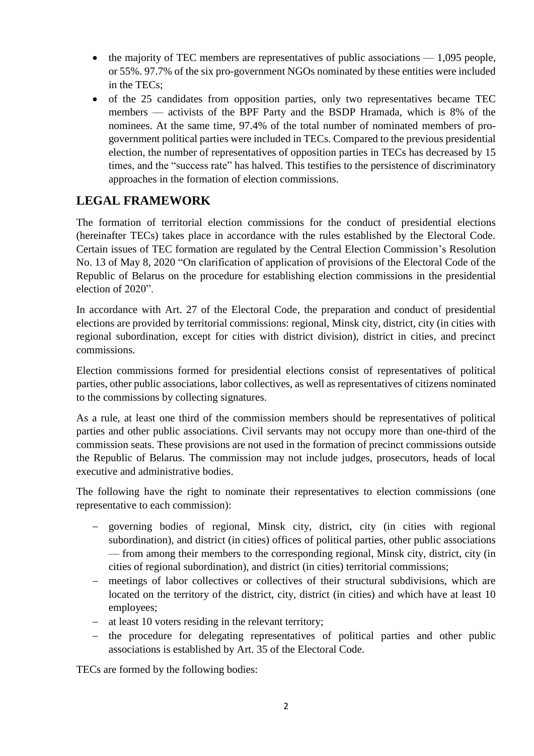- the majority of TEC members are representatives of public associations — 1,095 people, or 55%. 97.7% of the six pro-government NGOs nominated by these entities were included in the TECs;
- of the 25 candidates from opposition parties, only two representatives became TEC members — activists of the BPF Party and the BSDP Hramada, which is 8% of the nominees. At the same time, 97.4% of the total number of nominated members of pro-government political parties were included in TECs. Compared to the previous presidential election, the number of representatives of opposition parties in TECs has decreased by 15 times, and the "success rate" has halved. This testifies to the persistence of discriminatory approaches in the formation of election commissions.

## LEGAL FRAMEWORK

The formation of territorial election commissions for the conduct of presidential elections (hereinafter TECs) takes place in accordance with the rules established by the Electoral Code. Certain issues of TEC formation are regulated by the Central Election Commission's Resolution No. 13 of May 8, 2020 "On clarification of application of provisions of the Electoral Code of the Republic of Belarus on the procedure for establishing election commissions in the presidential election of 2020".

In accordance with Art. 27 of the Electoral Code, the preparation and conduct of presidential elections are provided by territorial commissions: regional, Minsk city, district, city (in cities with regional subordination, except for cities with district division), district in cities, and precinct commissions.

Election commissions formed for presidential elections consist of representatives of political parties, other public associations, labor collectives, as well as representatives of citizens nominated to the commissions by collecting signatures.

As a rule, at least one third of the commission members should be representatives of political parties and other public associations. Civil servants may not occupy more than one-third of the commission seats. These provisions are not used in the formation of precinct commissions outside the Republic of Belarus. The commission may not include judges, prosecutors, heads of local executive and administrative bodies.

The following have the right to nominate their representatives to election commissions (one representative to each commission):

- governing bodies of regional, Minsk city, district, city (in cities with regional subordination), and district (in cities) offices of political parties, other public associations — from among their members to the corresponding regional, Minsk city, district, city (in cities of regional subordination), and district (in cities) territorial commissions;
- meetings of labor collectives or collectives of their structural subdivisions, which are located on the territory of the district, city, district (in cities) and which have at least 10 employees;
- at least 10 voters residing in the relevant territory;
- the procedure for delegating representatives of political parties and other public associations is established by Art. 35 of the Electoral Code.

TECs are formed by the following bodies: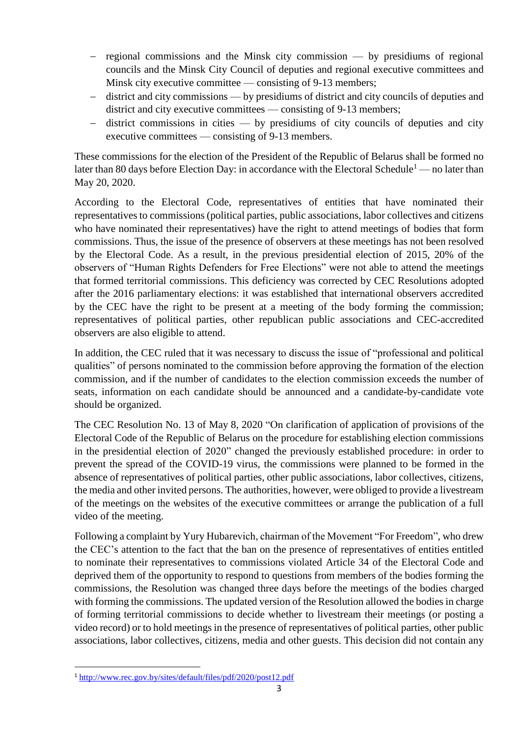- regional commissions and the Minsk city commission — by presidiums of regional councils and the Minsk City Council of deputies and regional executive committees and Minsk city executive committee — consisting of 9-13 members;
- district and city commissions — by presidiums of district and city councils of deputies and district and city executive committees — consisting of 9-13 members;
- district commissions in cities — by presidiums of city councils of deputies and city executive committees — consisting of 9-13 members.

These commissions for the election of the President of the Republic of Belarus shall be formed no later than 80 days before Election Day: in accordance with the Electoral Schedule[1] — no later than May 20, 2020.

According to the Electoral Code, representatives of entities that have nominated their representatives to commissions (political parties, public associations, labor collectives and citizens who have nominated their representatives) have the right to attend meetings of bodies that form commissions. Thus, the issue of the presence of observers at these meetings has not been resolved by the Electoral Code. As a result, in the previous presidential election of 2015, 20% of the observers of "Human Rights Defenders for Free Elections" were not able to attend the meetings that formed territorial commissions. This deficiency was corrected by CEC Resolutions adopted after the 2016 parliamentary elections: it was established that international observers accredited by the CEC have the right to be present at a meeting of the body forming the commission; representatives of political parties, other republican public associations and CEC-accredited observers are also eligible to attend.

In addition, the CEC ruled that it was necessary to discuss the issue of "professional and political qualities" of persons nominated to the commission before approving the formation of the election commission, and if the number of candidates to the election commission exceeds the number of seats, information on each candidate should be announced and a candidate-by-candidate vote should be organized.

The CEC Resolution No. 13 of May 8, 2020 "On clarification of application of provisions of the Electoral Code of the Republic of Belarus on the procedure for establishing election commissions in the presidential election of 2020" changed the previously established procedure: in order to prevent the spread of the COVID-19 virus, the commissions were planned to be formed in the absence of representatives of political parties, other public associations, labor collectives, citizens, the media and other invited persons. The authorities, however, were obliged to provide a livestream of the meetings on the websites of the executive committees or arrange the publication of a full video of the meeting.

Following a complaint by Yury Hubarevich, chairman of the Movement "For Freedom", who drew the CEC's attention to the fact that the ban on the presence of representatives of entities entitled to nominate their representatives to commissions violated Article 34 of the Electoral Code and deprived them of the opportunity to respond to questions from members of the bodies forming the commissions, the Resolution was changed three days before the meetings of the bodies charged with forming the commissions. The updated version of the Resolution allowed the bodies in charge of forming territorial commissions to decide whether to livestream their meetings (or posting a video record) or to hold meetings in the presence of representatives of political parties, other public associations, labor collectives, citizens, media and other guests. This decision did not contain any

---

[1] http://www.rec.gov.by/sites/default/files/pdf/2020/post12.pdf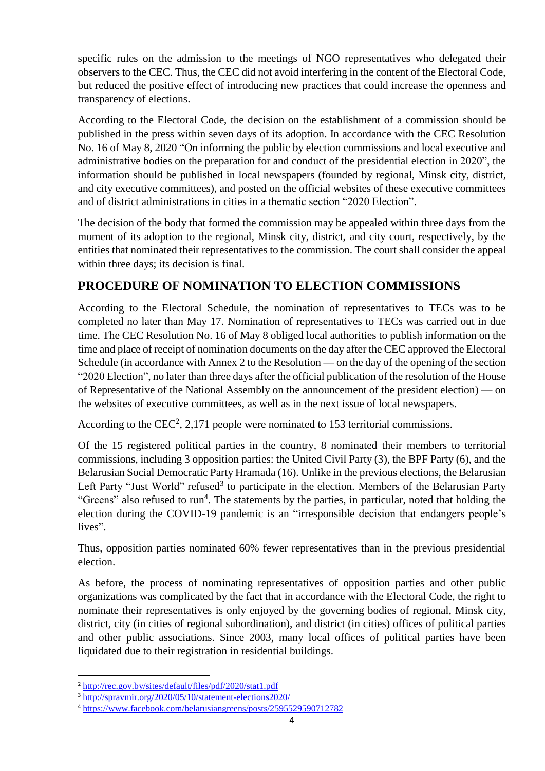specific rules on the admission to the meetings of NGO representatives who delegated their observers to the CEC. Thus, the CEC did not avoid interfering in the content of the Electoral Code, but reduced the positive effect of introducing new practices that could increase the openness and transparency of elections.

According to the Electoral Code, the decision on the establishment of a commission should be published in the press within seven days of its adoption. In accordance with the CEC Resolution No. 16 of May 8, 2020 "On informing the public by election commissions and local executive and administrative bodies on the preparation for and conduct of the presidential election in 2020", the information should be published in local newspapers (founded by regional, Minsk city, district, and city executive committees), and posted on the official websites of these executive committees and of district administrations in cities in a thematic section "2020 Election".

The decision of the body that formed the commission may be appealed within three days from the moment of its adoption to the regional, Minsk city, district, and city court, respectively, by the entities that nominated their representatives to the commission. The court shall consider the appeal within three days; its decision is final.

## PROCEDURE OF NOMINATION TO ELECTION COMMISSIONS

According to the Electoral Schedule, the nomination of representatives to TECs was to be completed no later than May 17. Nomination of representatives to TECs was carried out in due time. The CEC Resolution No. 16 of May 8 obliged local authorities to publish information on the time and place of receipt of nomination documents on the day after the CEC approved the Electoral Schedule (in accordance with Annex 2 to the Resolution — on the day of the opening of the section "2020 Election", no later than three days after the official publication of the resolution of the House of Representative of the National Assembly on the announcement of the president election) — on the websites of executive committees, as well as in the next issue of local newspapers.

According to the CEC[2], 2,171 people were nominated to 153 territorial commissions.

Of the 15 registered political parties in the country, 8 nominated their members to territorial commissions, including 3 opposition parties: the United Civil Party (3), the BPF Party (6), and the Belarusian Social Democratic Party Hramada (16). Unlike in the previous elections, the Belarusian Left Party "Just World" refused[3] to participate in the election. Members of the Belarusian Party "Greens" also refused to run[4]. The statements by the parties, in particular, noted that holding the election during the COVID-19 pandemic is an "irresponsible decision that endangers people's lives".

Thus, opposition parties nominated 60% fewer representatives than in the previous presidential election.

As before, the process of nominating representatives of opposition parties and other public organizations was complicated by the fact that in accordance with the Electoral Code, the right to nominate their representatives is only enjoyed by the governing bodies of regional, Minsk city, district, city (in cities of regional subordination), and district (in cities) offices of political parties and other public associations. Since 2003, many local offices of political parties have been liquidated due to their registration in residential buildings.

---

[2] http://rec.gov.by/sites/default/files/pdf/2020/stat1.pdf

[3] http://spravmir.org/2020/05/10/statement-elections2020/

[4] https://www.facebook.com/belarusiangreens/posts/2595529590712782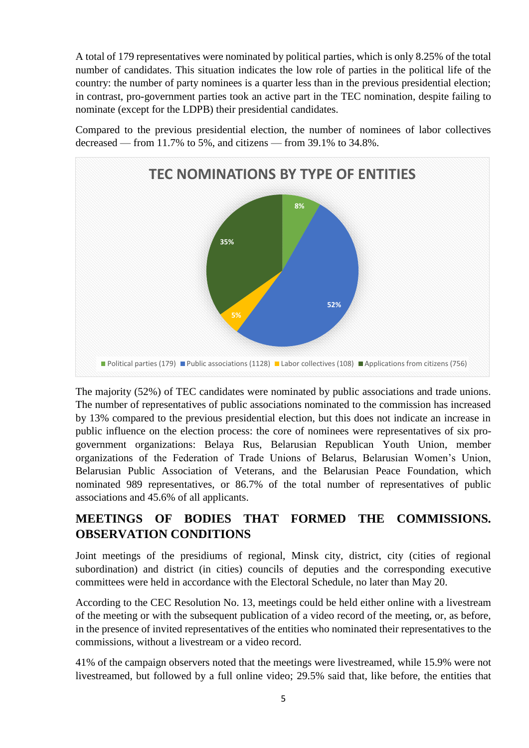A total of 179 representatives were nominated by political parties, which is only 8.25% of the total number of candidates. This situation indicates the low role of parties in the political life of the country: the number of party nominees is a quarter less than in the previous presidential election; in contrast, pro-government parties took an active part in the TEC nomination, despite failing to nominate (except for the LDPB) their presidential candidates.

Compared to the previous presidential election, the number of nominees of labor collectives decreased — from 11.7% to 5%, and citizens — from 39.1% to 34.8%.

**TEC NOMINATIONS BY TYPE OF ENTITIES**

| Entity | Number | Share |
|---|---|---|
| Political parties | 179 | 8% |
| Public associations | 1128 | 52% |
| Labor collectives | 108 | 5% |
| Applications from citizens | 756 | 35% |

The majority (52%) of TEC candidates were nominated by public associations and trade unions. The number of representatives of public associations nominated to the commission has increased by 13% compared to the previous presidential election, but this does not indicate an increase in public influence on the election process: the core of nominees were representatives of six pro-government organizations: Belaya Rus, Belarusian Republican Youth Union, member organizations of the Federation of Trade Unions of Belarus, Belarusian Women's Union, Belarusian Public Association of Veterans, and the Belarusian Peace Foundation, which nominated 989 representatives, or 86.7% of the total number of representatives of public associations and 45.6% of all applicants.

## MEETINGS OF BODIES THAT FORMED THE COMMISSIONS. OBSERVATION CONDITIONS

Joint meetings of the presidiums of regional, Minsk city, district, city (cities of regional subordination) and district (in cities) councils of deputies and the corresponding executive committees were held in accordance with the Electoral Schedule, no later than May 20.

According to the CEC Resolution No. 13, meetings could be held either online with a livestream of the meeting or with the subsequent publication of a video record of the meeting, or, as before, in the presence of invited representatives of the entities who nominated their representatives to the commissions, without a livestream or a video record.

41% of the campaign observers noted that the meetings were livestreamed, while 15.9% were not livestreamed, but followed by a full online video; 29.5% said that, like before, the entities that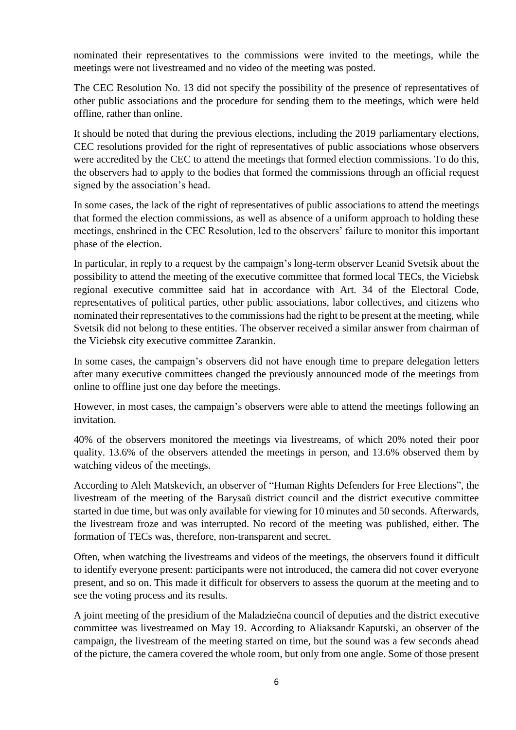nominated their representatives to the commissions were invited to the meetings, while the meetings were not livestreamed and no video of the meeting was posted.

The CEC Resolution No. 13 did not specify the possibility of the presence of representatives of other public associations and the procedure for sending them to the meetings, which were held offline, rather than online.

It should be noted that during the previous elections, including the 2019 parliamentary elections, CEC resolutions provided for the right of representatives of public associations whose observers were accredited by the CEC to attend the meetings that formed election commissions. To do this, the observers had to apply to the bodies that formed the commissions through an official request signed by the association's head.

In some cases, the lack of the right of representatives of public associations to attend the meetings that formed the election commissions, as well as absence of a uniform approach to holding these meetings, enshrined in the CEC Resolution, led to the observers' failure to monitor this important phase of the election.

In particular, in reply to a request by the campaign's long-term observer Leanid Svetsik about the possibility to attend the meeting of the executive committee that formed local TECs, the Viciebsk regional executive committee said hat in accordance with Art. 34 of the Electoral Code, representatives of political parties, other public associations, labor collectives, and citizens who nominated their representatives to the commissions had the right to be present at the meeting, while Svetsik did not belong to these entities. The observer received a similar answer from chairman of the Viciebsk city executive committee Zarankin.

In some cases, the campaign's observers did not have enough time to prepare delegation letters after many executive committees changed the previously announced mode of the meetings from online to offline just one day before the meetings.

However, in most cases, the campaign's observers were able to attend the meetings following an invitation.

40% of the observers monitored the meetings via livestreams, of which 20% noted their poor quality. 13.6% of the observers attended the meetings in person, and 13.6% observed them by watching videos of the meetings.

According to Aleh Matskevich, an observer of "Human Rights Defenders for Free Elections", the livestream of the meeting of the Barysaŭ district council and the district executive committee started in due time, but was only available for viewing for 10 minutes and 50 seconds. Afterwards, the livestream froze and was interrupted. No record of the meeting was published, either. The formation of TECs was, therefore, non-transparent and secret.

Often, when watching the livestreams and videos of the meetings, the observers found it difficult to identify everyone present: participants were not introduced, the camera did not cover everyone present, and so on. This made it difficult for observers to assess the quorum at the meeting and to see the voting process and its results.

A joint meeting of the presidium of the Maladziečna council of deputies and the district executive committee was livestreamed on May 19. According to Aliaksandr Kaputski, an observer of the campaign, the livestream of the meeting started on time, but the sound was a few seconds ahead of the picture, the camera covered the whole room, but only from one angle. Some of those present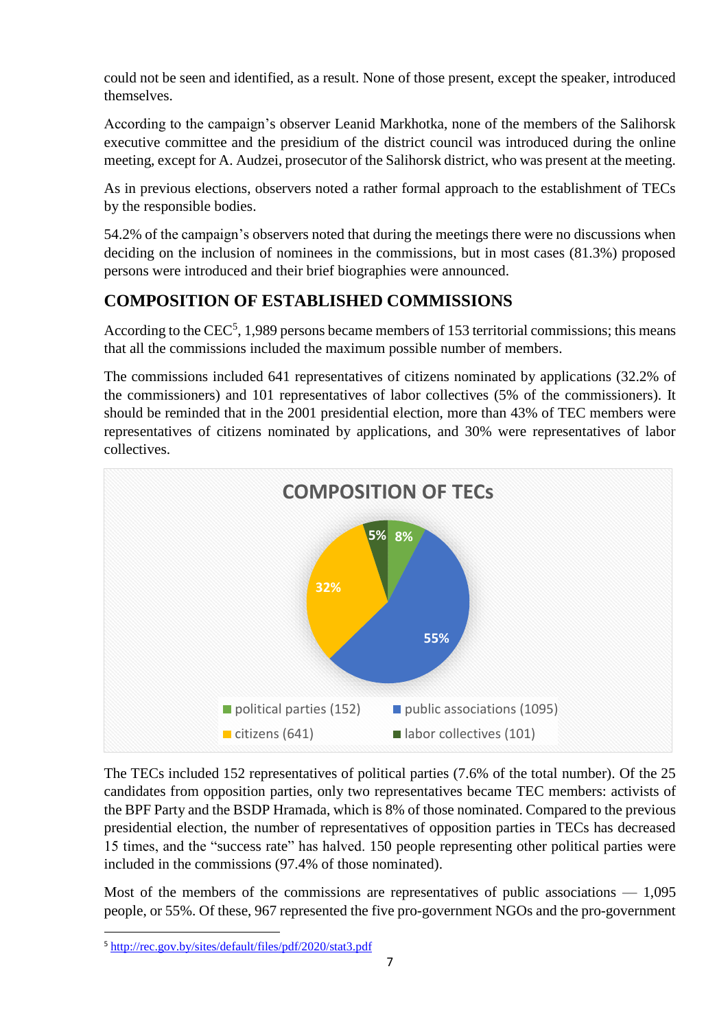could not be seen and identified, as a result. None of those present, except the speaker, introduced themselves.

According to the campaign's observer Leanid Markhotka, none of the members of the Salihorsk executive committee and the presidium of the district council was introduced during the online meeting, except for A. Audzei, prosecutor of the Salihorsk district, who was present at the meeting.

As in previous elections, observers noted a rather formal approach to the establishment of TECs by the responsible bodies.

54.2% of the campaign's observers noted that during the meetings there were no discussions when deciding on the inclusion of nominees in the commissions, but in most cases (81.3%) proposed persons were introduced and their brief biographies were announced.

## COMPOSITION OF ESTABLISHED COMMISSIONS

According to the CEC[5], 1,989 persons became members of 153 territorial commissions; this means that all the commissions included the maximum possible number of members.

The commissions included 641 representatives of citizens nominated by applications (32.2% of the commissioners) and 101 representatives of labor collectives (5% of the commissioners). It should be reminded that in the 2001 presidential election, more than 43% of TEC members were representatives of citizens nominated by applications, and 30% were representatives of labor collectives.

**COMPOSITION OF TECs**

| Category | Number | Share |
|---|---|---|
| political parties | 152 | 8% |
| public associations | 1095 | 55% |
| citizens | 641 | 32% |
| labor collectives | 101 | 5% |

The TECs included 152 representatives of political parties (7.6% of the total number). Of the 25 candidates from opposition parties, only two representatives became TEC members: activists of the BPF Party and the BSDP Hramada, which is 8% of those nominated. Compared to the previous presidential election, the number of representatives of opposition parties in TECs has decreased 15 times, and the "success rate" has halved. 150 people representing other political parties were included in the commissions (97.4% of those nominated).

Most of the members of the commissions are representatives of public associations — 1,095 people, or 55%. Of these, 967 represented the five pro-government NGOs and the pro-government

---

[5] http://rec.gov.by/sites/default/files/pdf/2020/stat3.pdf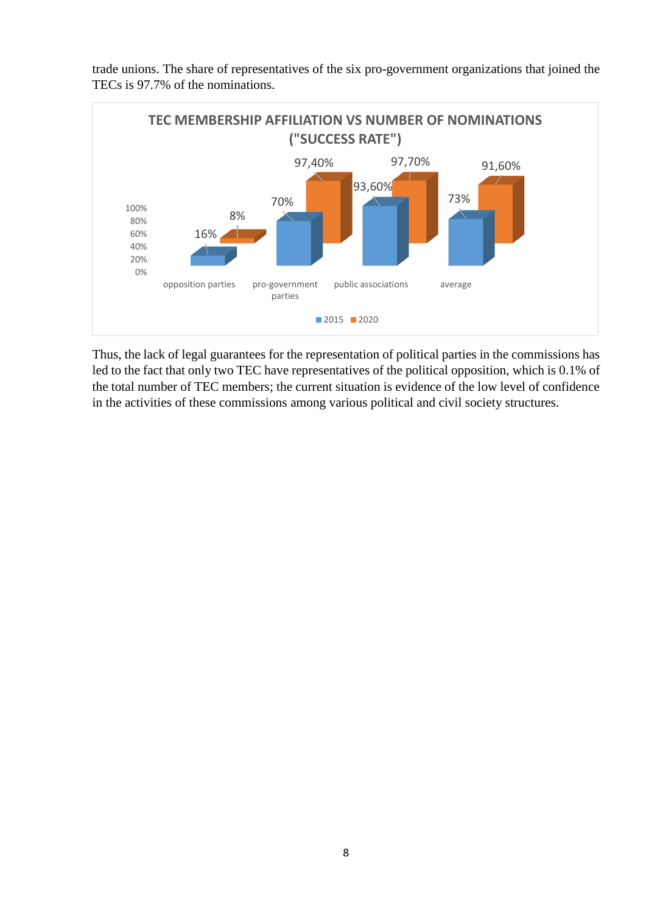trade unions. The share of representatives of the six pro-government organizations that joined the TECs is 97.7% of the nominations.

TEC MEMBERSHIP AFFILIATION VS NUMBER OF NOMINATIONS ("SUCCESS RATE")

100%
80%
60%
40%
20%
0%

16%
8%
70%
97,40%
93,60%
97,70%
73%
91,60%

opposition parties
pro-government parties
public associations
average

2015
2020

Thus, the lack of legal guarantees for the representation of political parties in the commissions has led to the fact that only two TEC have representatives of the political opposition, which is 0.1% of the total number of TEC members; the current situation is evidence of the low level of confidence in the activities of these commissions among various political and civil society structures.